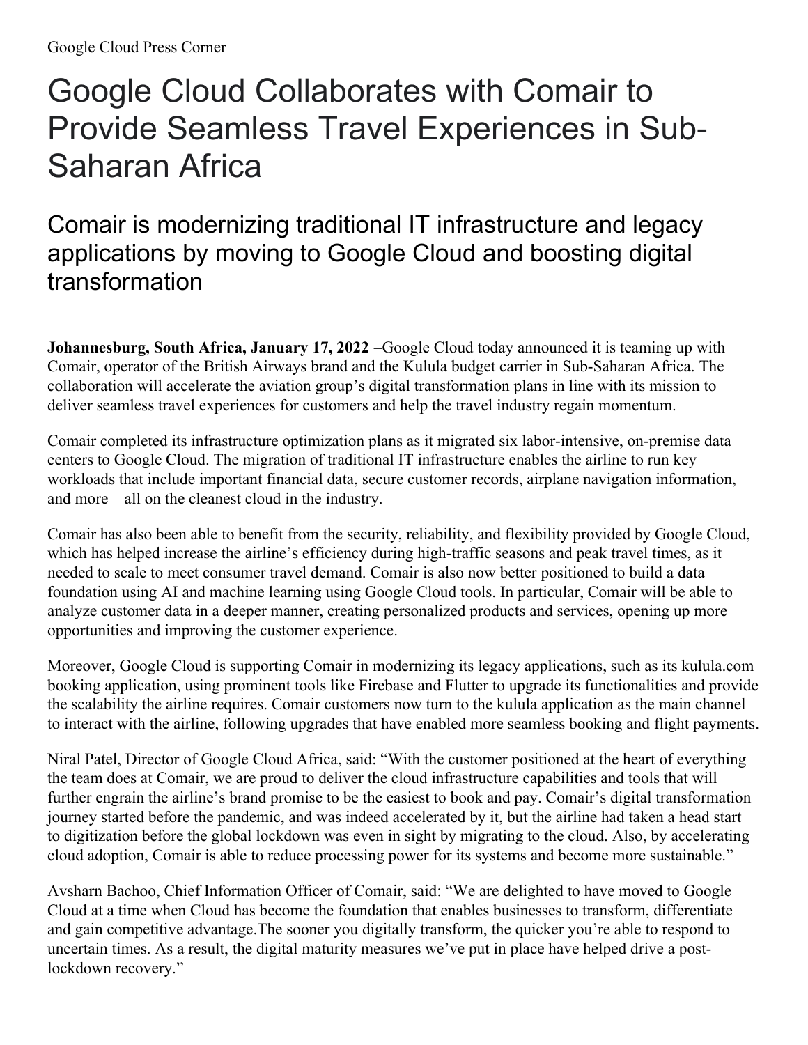Google Cloud Press Corner

# Google Cloud Collaborates with Comair to Provide Seamless Travel Experiences in Sub-Saharan Africa

## Comair is modernizing traditional IT infrastructure and legacy applications by moving to Google Cloud and boosting digital transformation

**Johannesburg, South Africa, January 17, 2022** –Google Cloud today announced it is teaming up with Comair, operator of the British Airways brand and the Kulula budget carrier in Sub-Saharan Africa. The collaboration will accelerate the aviation group's digital transformation plans in line with its mission to deliver seamless travel experiences for customers and help the travel industry regain momentum.

Comair completed its infrastructure optimization plans as it migrated six labor-intensive, on-premise data centers to Google Cloud. The migration of traditional IT infrastructure enables the airline to run key workloads that include important financial data, secure customer records, airplane navigation information, and more—all on the cleanest cloud in the industry.

Comair has also been able to benefit from the security, reliability, and flexibility provided by Google Cloud, which has helped increase the airline's efficiency during high-traffic seasons and peak travel times, as it needed to scale to meet consumer travel demand. Comair is also now better positioned to build a data foundation using AI and machine learning using Google Cloud tools. In particular, Comair will be able to analyze customer data in a deeper manner, creating personalized products and services, opening up more opportunities and improving the customer experience.

Moreover, Google Cloud is supporting Comair in modernizing its legacy applications, such as its kulula.com booking application, using prominent tools like Firebase and Flutter to upgrade its functionalities and provide the scalability the airline requires. Comair customers now turn to the kulula application as the main channel to interact with the airline, following upgrades that have enabled more seamless booking and flight payments.

Niral Patel, Director of Google Cloud Africa, said: "With the customer positioned at the heart of everything the team does at Comair, we are proud to deliver the cloud infrastructure capabilities and tools that will further engrain the airline's brand promise to be the easiest to book and pay. Comair's digital transformation journey started before the pandemic, and was indeed accelerated by it, but the airline had taken a head start to digitization before the global lockdown was even in sight by migrating to the cloud. Also, by accelerating cloud adoption, Comair is able to reduce processing power for its systems and become more sustainable."

Avsharn Bachoo, Chief Information Officer of Comair, said: "We are delighted to have moved to Google Cloud at a time when Cloud has become the foundation that enables businesses to transform, differentiate and gain competitive advantage.The sooner you digitally transform, the quicker you're able to respond to uncertain times. As a result, the digital maturity measures we've put in place have helped drive a post-lockdown recovery."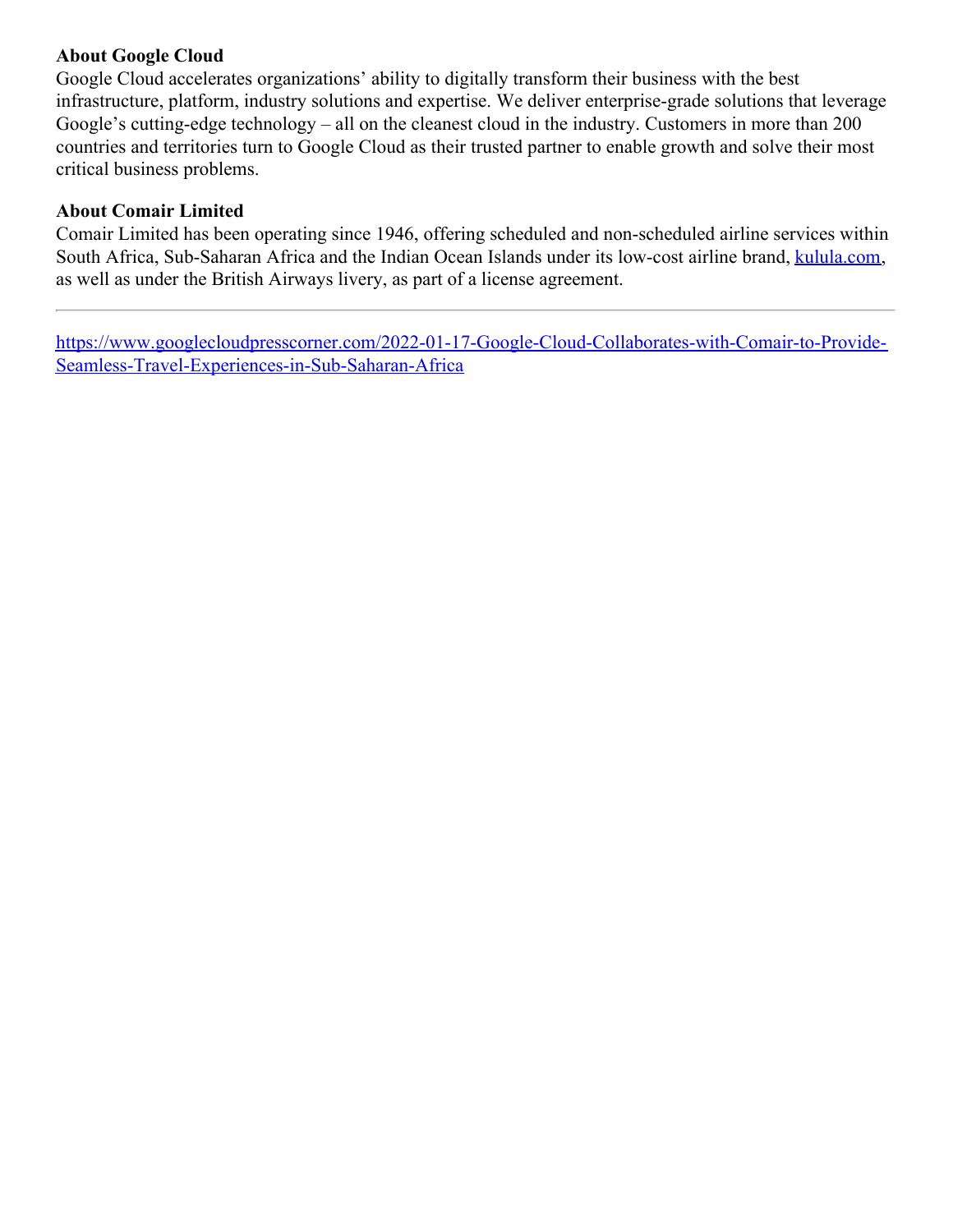**About Google Cloud**

Google Cloud accelerates organizations' ability to digitally transform their business with the best infrastructure, platform, industry solutions and expertise. We deliver enterprise-grade solutions that leverage Google's cutting-edge technology – all on the cleanest cloud in the industry. Customers in more than 200 countries and territories turn to Google Cloud as their trusted partner to enable growth and solve their most critical business problems.

**About Comair Limited**

Comair Limited has been operating since 1946, offering scheduled and non-scheduled airline services within South Africa, Sub-Saharan Africa and the Indian Ocean Islands under its low-cost airline brand, [kulula.com](http://kulula.com), as well as under the British Airways livery, as part of a license agreement.

---

[https://www.googlecloudpresscorner.com/2022-01-17-Google-Cloud-Collaborates-with-Comair-to-Provide-Seamless-Travel-Experiences-in-Sub-Saharan-Africa](https://www.googlecloudpresscorner.com/2022-01-17-Google-Cloud-Collaborates-with-Comair-to-Provide-Seamless-Travel-Experiences-in-Sub-Saharan-Africa)